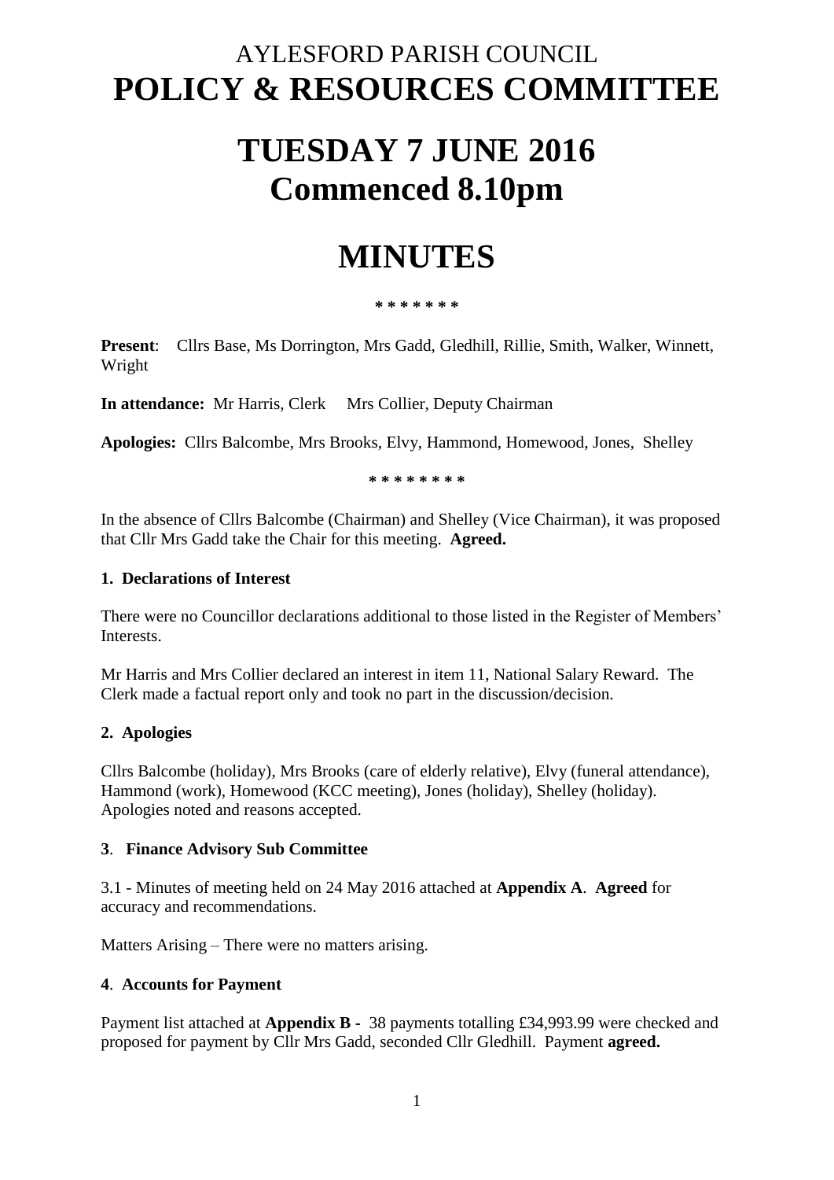# AYLESFORD PARISH COUNCIL

# POLICY & RESOURCES COMMITTEE

# TUESDAY 7 JUNE 2016
# Commenced 8.10pm

# MINUTES

\* \* \* \* \* \* \*

**Present**: Cllrs Base, Ms Dorrington, Mrs Gadd, Gledhill, Rillie, Smith, Walker, Winnett, Wright

**In attendance:** Mr Harris, Clerk   Mrs Collier, Deputy Chairman

**Apologies:** Cllrs Balcombe, Mrs Brooks, Elvy, Hammond, Homewood, Jones, Shelley

\* \* \* \* \* \* \* \*

In the absence of Cllrs Balcombe (Chairman) and Shelley (Vice Chairman), it was proposed that Cllr Mrs Gadd take the Chair for this meeting. **Agreed.**

### 1. Declarations of Interest

There were no Councillor declarations additional to those listed in the Register of Members' Interests.

Mr Harris and Mrs Collier declared an interest in item 11, National Salary Reward. The Clerk made a factual report only and took no part in the discussion/decision.

### 2. Apologies

Cllrs Balcombe (holiday), Mrs Brooks (care of elderly relative), Elvy (funeral attendance), Hammond (work), Homewood (KCC meeting), Jones (holiday), Shelley (holiday). Apologies noted and reasons accepted.

### 3. Finance Advisory Sub Committee

3.1 - Minutes of meeting held on 24 May 2016 attached at **Appendix A**. **Agreed** for accuracy and recommendations.

Matters Arising – There were no matters arising.

### 4. Accounts for Payment

Payment list attached at **Appendix B -** 38 payments totalling £34,993.99 were checked and proposed for payment by Cllr Mrs Gadd, seconded Cllr Gledhill. Payment **agreed.**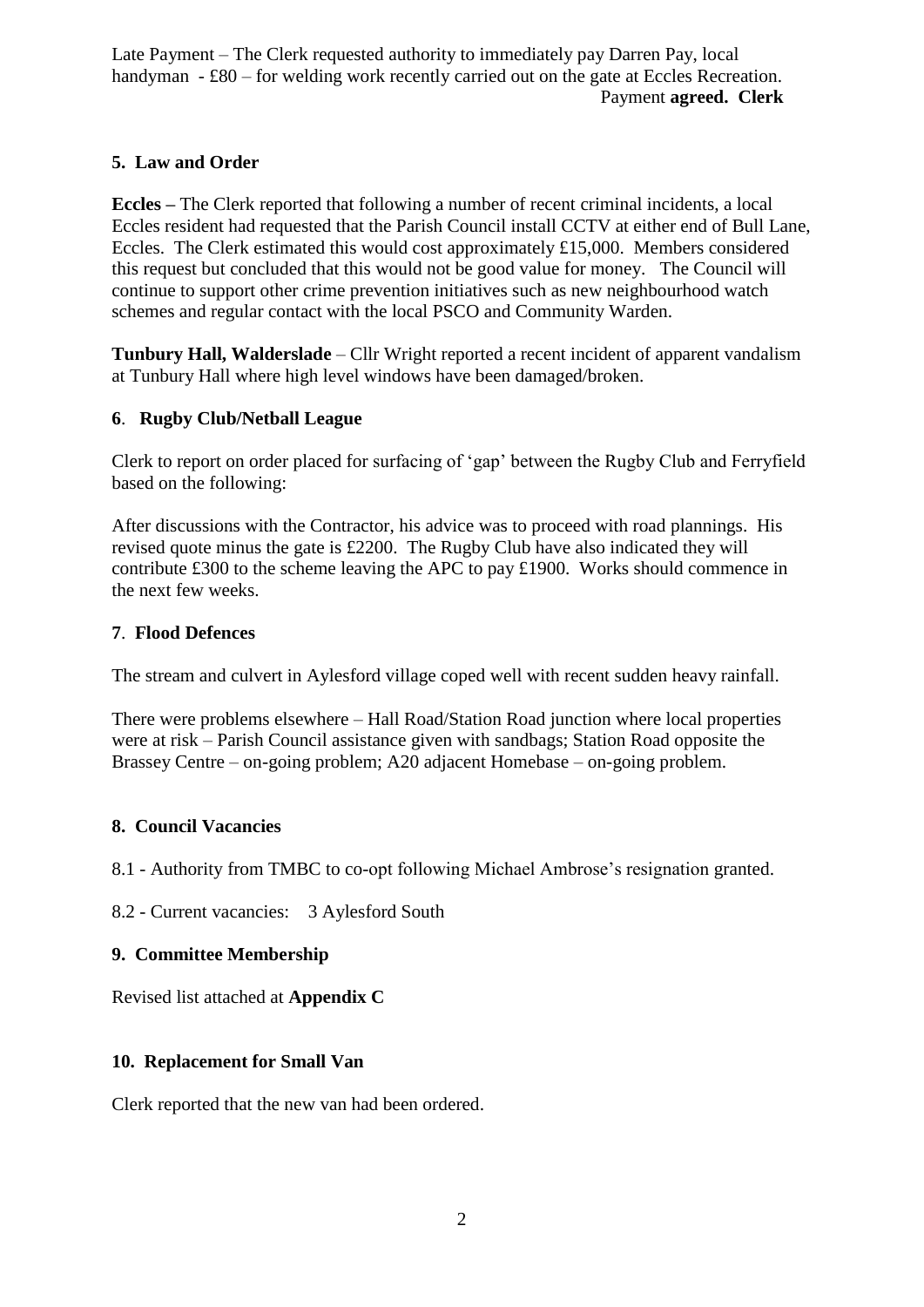Late Payment – The Clerk requested authority to immediately pay Darren Pay, local handyman - £80 – for welding work recently carried out on the gate at Eccles Recreation.

Payment **agreed. Clerk**

## 5. Law and Order

**Eccles –** The Clerk reported that following a number of recent criminal incidents, a local Eccles resident had requested that the Parish Council install CCTV at either end of Bull Lane, Eccles. The Clerk estimated this would cost approximately £15,000. Members considered this request but concluded that this would not be good value for money. The Council will continue to support other crime prevention initiatives such as new neighbourhood watch schemes and regular contact with the local PSCO and Community Warden.

**Tunbury Hall, Walderslade** – Cllr Wright reported a recent incident of apparent vandalism at Tunbury Hall where high level windows have been damaged/broken.

## 6. Rugby Club/Netball League

Clerk to report on order placed for surfacing of 'gap' between the Rugby Club and Ferryfield based on the following:

After discussions with the Contractor, his advice was to proceed with road plannings. His revised quote minus the gate is £2200. The Rugby Club have also indicated they will contribute £300 to the scheme leaving the APC to pay £1900. Works should commence in the next few weeks.

## 7. Flood Defences

The stream and culvert in Aylesford village coped well with recent sudden heavy rainfall.

There were problems elsewhere – Hall Road/Station Road junction where local properties were at risk – Parish Council assistance given with sandbags; Station Road opposite the Brassey Centre – on-going problem; A20 adjacent Homebase – on-going problem.

## 8. Council Vacancies

8.1 - Authority from TMBC to co-opt following Michael Ambrose's resignation granted.

8.2 - Current vacancies: 3 Aylesford South

## 9. Committee Membership

Revised list attached at **Appendix C**

## 10. Replacement for Small Van

Clerk reported that the new van had been ordered.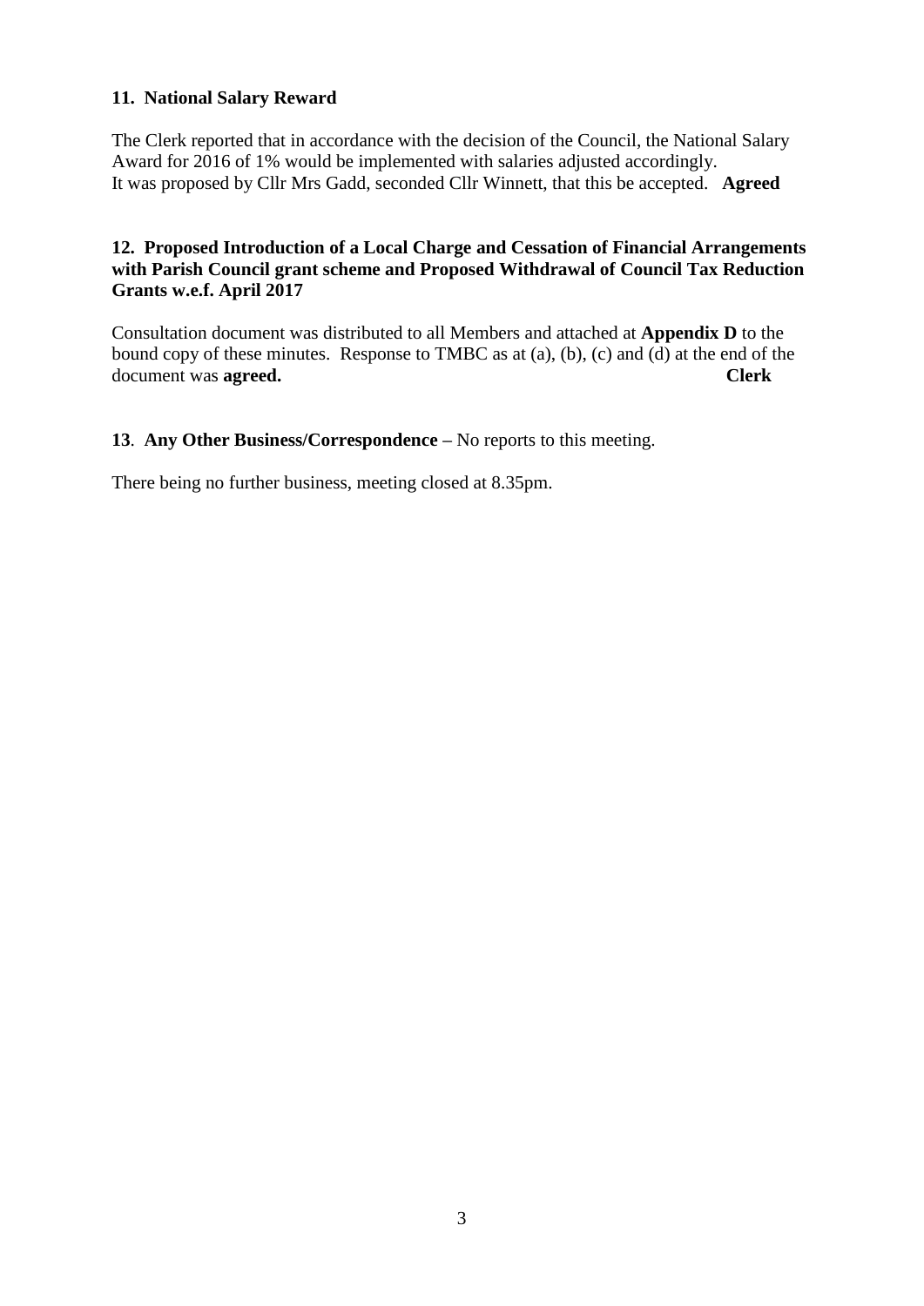**11. National Salary Reward**

The Clerk reported that in accordance with the decision of the Council, the National Salary Award for 2016 of 1% would be implemented with salaries adjusted accordingly.
It was proposed by Cllr Mrs Gadd, seconded Cllr Winnett, that this be accepted. **Agreed**

**12. Proposed Introduction of a Local Charge and Cessation of Financial Arrangements with Parish Council grant scheme and Proposed Withdrawal of Council Tax Reduction Grants w.e.f. April 2017**

Consultation document was distributed to all Members and attached at **Appendix D** to the bound copy of these minutes. Response to TMBC as at (a), (b), (c) and (d) at the end of the document was **agreed.** **Clerk**

**13**. **Any Other Business/Correspondence –** No reports to this meeting.

There being no further business, meeting closed at 8.35pm.